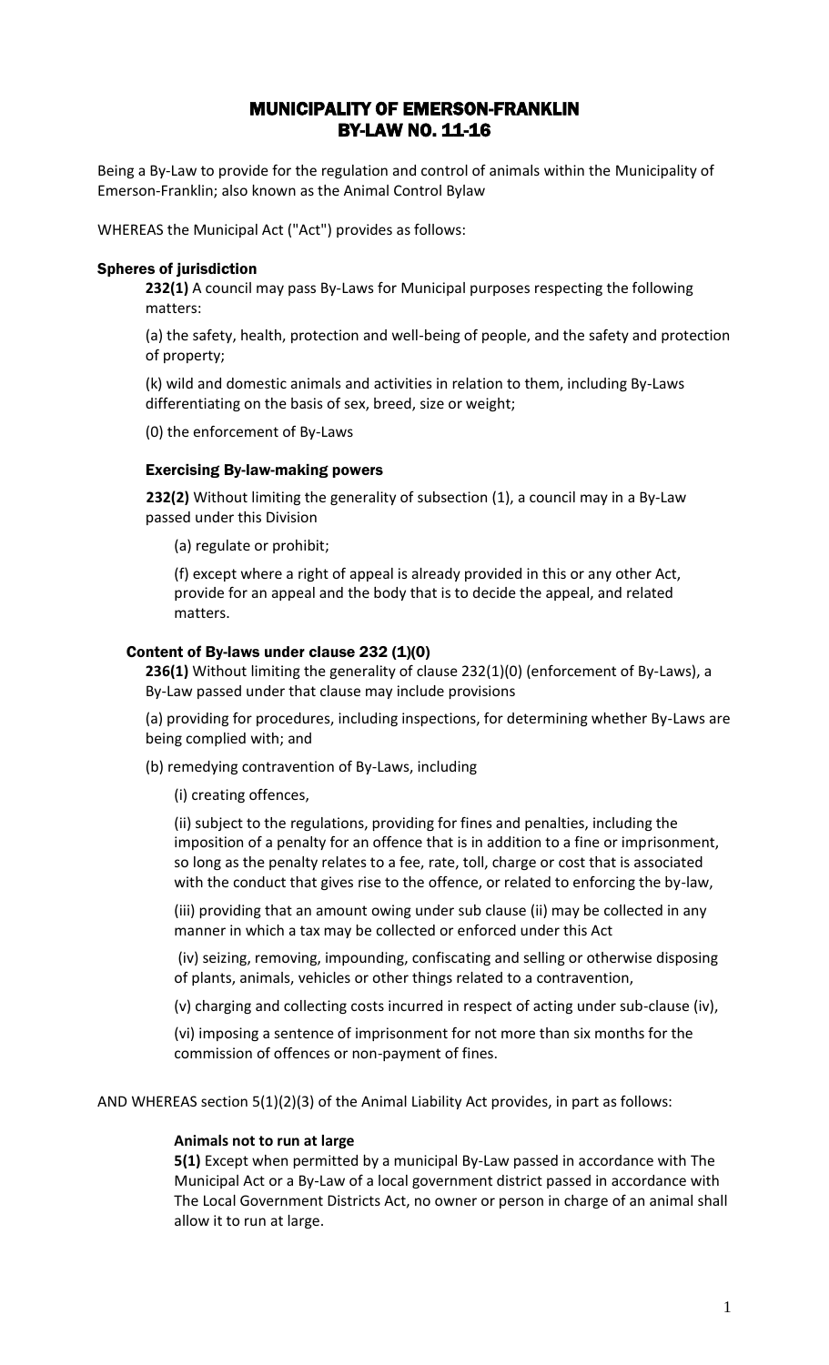# MUNICIPALITY OF EMERSON-FRANKLIN
# BY-LAW NO. 11-16

Being a By-Law to provide for the regulation and control of animals within the Municipality of Emerson-Franklin; also known as the Animal Control Bylaw

WHEREAS the Municipal Act ("Act") provides as follows:

### Spheres of jurisdiction

**232(1)** A council may pass By-Laws for Municipal purposes respecting the following matters:

(a) the safety, health, protection and well-being of people, and the safety and protection of property;

(k) wild and domestic animals and activities in relation to them, including By-Laws differentiating on the basis of sex, breed, size or weight;

(0) the enforcement of By-Laws

### Exercising By-law-making powers

**232(2)** Without limiting the generality of subsection (1), a council may in a By-Law passed under this Division

(a) regulate or prohibit;

(f) except where a right of appeal is already provided in this or any other Act, provide for an appeal and the body that is to decide the appeal, and related matters.

### Content of By-laws under clause 232 (1)(0)

**236(1)** Without limiting the generality of clause 232(1)(0) (enforcement of By-Laws), a By-Law passed under that clause may include provisions

(a) providing for procedures, including inspections, for determining whether By-Laws are being complied with; and

(b) remedying contravention of By-Laws, including

(i) creating offences,

(ii) subject to the regulations, providing for fines and penalties, including the imposition of a penalty for an offence that is in addition to a fine or imprisonment, so long as the penalty relates to a fee, rate, toll, charge or cost that is associated with the conduct that gives rise to the offence, or related to enforcing the by-law,

(iii) providing that an amount owing under sub clause (ii) may be collected in any manner in which a tax may be collected or enforced under this Act

(iv) seizing, removing, impounding, confiscating and selling or otherwise disposing of plants, animals, vehicles or other things related to a contravention,

(v) charging and collecting costs incurred in respect of acting under sub-clause (iv),

(vi) imposing a sentence of imprisonment for not more than six months for the commission of offences or non-payment of fines.

AND WHEREAS section 5(1)(2)(3) of the Animal Liability Act provides, in part as follows:

**Animals not to run at large**

**5(1)** Except when permitted by a municipal By-Law passed in accordance with The Municipal Act or a By-Law of a local government district passed in accordance with The Local Government Districts Act, no owner or person in charge of an animal shall allow it to run at large.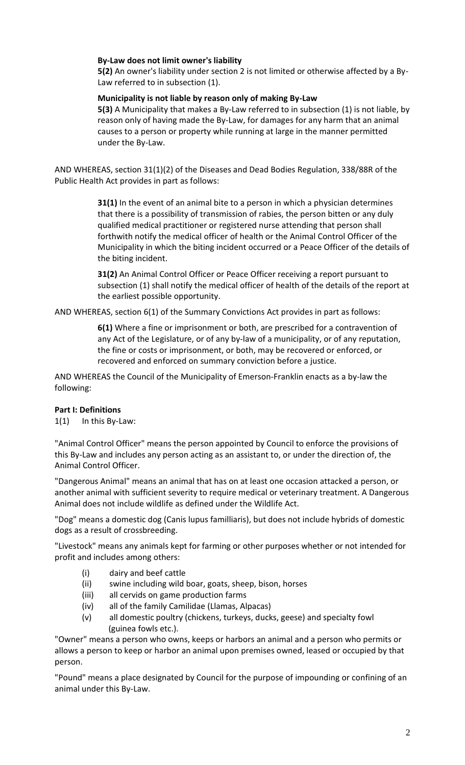**By-Law does not limit owner's liability**

**5(2)** An owner's liability under section 2 is not limited or otherwise affected by a By-Law referred to in subsection (1).

**Municipality is not liable by reason only of making By-Law**

**5(3)** A Municipality that makes a By-Law referred to in subsection (1) is not liable, by reason only of having made the By-Law, for damages for any harm that an animal causes to a person or property while running at large in the manner permitted under the By-Law.

AND WHEREAS, section 31(1)(2) of the Diseases and Dead Bodies Regulation, 338/88R of the Public Health Act provides in part as follows:

> **31(1)** In the event of an animal bite to a person in which a physician determines that there is a possibility of transmission of rabies, the person bitten or any duly qualified medical practitioner or registered nurse attending that person shall forthwith notify the medical officer of health or the Animal Control Officer of the Municipality in which the biting incident occurred or a Peace Officer of the details of the biting incident.
>
> **31(2)** An Animal Control Officer or Peace Officer receiving a report pursuant to subsection (1) shall notify the medical officer of health of the details of the report at the earliest possible opportunity.

AND WHEREAS, section 6(1) of the Summary Convictions Act provides in part as follows:

> **6(1)** Where a fine or imprisonment or both, are prescribed for a contravention of any Act of the Legislature, or of any by-law of a municipality, or of any reputation, the fine or costs or imprisonment, or both, may be recovered or enforced, or recovered and enforced on summary conviction before a justice.

AND WHEREAS the Council of the Municipality of Emerson-Franklin enacts as a by-law the following:

**Part I: Definitions**

1(1) In this By-Law:

"Animal Control Officer" means the person appointed by Council to enforce the provisions of this By-Law and includes any person acting as an assistant to, or under the direction of, the Animal Control Officer.

"Dangerous Animal" means an animal that has on at least one occasion attacked a person, or another animal with sufficient severity to require medical or veterinary treatment. A Dangerous Animal does not include wildlife as defined under the Wildlife Act.

"Dog" means a domestic dog (Canis lupus familliaris), but does not include hybrids of domestic dogs as a result of crossbreeding.

"Livestock" means any animals kept for farming or other purposes whether or not intended for profit and includes among others:

- (i) dairy and beef cattle
- (ii) swine including wild boar, goats, sheep, bison, horses
- (iii) all cervids on game production farms
- (iv) all of the family Camilidae (Llamas, Alpacas)
- (v) all domestic poultry (chickens, turkeys, ducks, geese) and specialty fowl (guinea fowls etc.).

"Owner" means a person who owns, keeps or harbors an animal and a person who permits or allows a person to keep or harbor an animal upon premises owned, leased or occupied by that person.

"Pound" means a place designated by Council for the purpose of impounding or confining of an animal under this By-Law.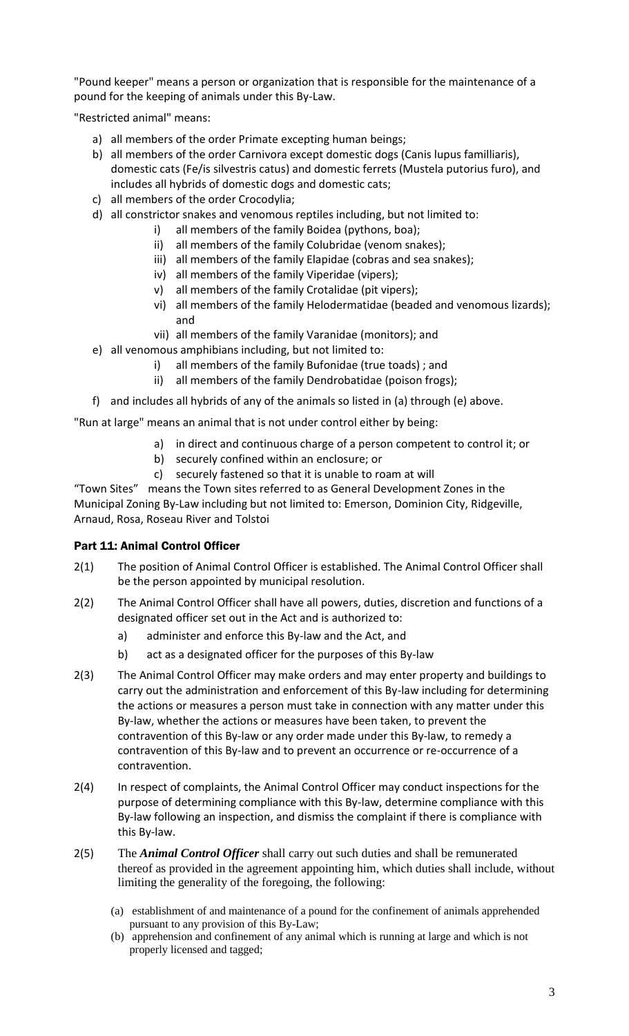"Pound keeper" means a person or organization that is responsible for the maintenance of a pound for the keeping of animals under this By-Law.

"Restricted animal" means:

a) all members of the order Primate excepting human beings;
b) all members of the order Carnivora except domestic dogs (Canis lupus familliaris), domestic cats (Fe/is silvestris catus) and domestic ferrets (Mustela putorius furo), and includes all hybrids of domestic dogs and domestic cats;
c) all members of the order Crocodylia;
d) all constrictor snakes and venomous reptiles including, but not limited to:
    i) all members of the family Boidea (pythons, boa);
    ii) all members of the family Colubridae (venom snakes);
    iii) all members of the family Elapidae (cobras and sea snakes);
    iv) all members of the family Viperidae (vipers);
    v) all members of the family Crotalidae (pit vipers);
    vi) all members of the family Helodermatidae (beaded and venomous lizards); and
    vii) all members of the family Varanidae (monitors); and
e) all venomous amphibians including, but not limited to:
    i) all members of the family Bufonidae (true toads) ; and
    ii) all members of the family Dendrobatidae (poison frogs);
f) and includes all hybrids of any of the animals so listed in (a) through (e) above.

"Run at large" means an animal that is not under control either by being:

a) in direct and continuous charge of a person competent to control it; or
b) securely confined within an enclosure; or
c) securely fastened so that it is unable to roam at will

"Town Sites" means the Town sites referred to as General Development Zones in the Municipal Zoning By-Law including but not limited to: Emerson, Dominion City, Ridgeville, Arnaud, Rosa, Roseau River and Tolstoi

## Part 11: Animal Control Officer

2(1) The position of Animal Control Officer is established. The Animal Control Officer shall be the person appointed by municipal resolution.

2(2) The Animal Control Officer shall have all powers, duties, discretion and functions of a designated officer set out in the Act and is authorized to:

a) administer and enforce this By-law and the Act, and
b) act as a designated officer for the purposes of this By-law

2(3) The Animal Control Officer may make orders and may enter property and buildings to carry out the administration and enforcement of this By-law including for determining the actions or measures a person must take in connection with any matter under this By-law, whether the actions or measures have been taken, to prevent the contravention of this By-law or any order made under this By-law, to remedy a contravention of this By-law and to prevent an occurrence or re-occurrence of a contravention.

2(4) In respect of complaints, the Animal Control Officer may conduct inspections for the purpose of determining compliance with this By-law, determine compliance with this By-law following an inspection, and dismiss the complaint if there is compliance with this By-law.

2(5) The ***Animal Control Officer*** shall carry out such duties and shall be remunerated thereof as provided in the agreement appointing him, which duties shall include, without limiting the generality of the foregoing, the following:

(a) establishment of and maintenance of a pound for the confinement of animals apprehended pursuant to any provision of this By-Law;
(b) apprehension and confinement of any animal which is running at large and which is not properly licensed and tagged;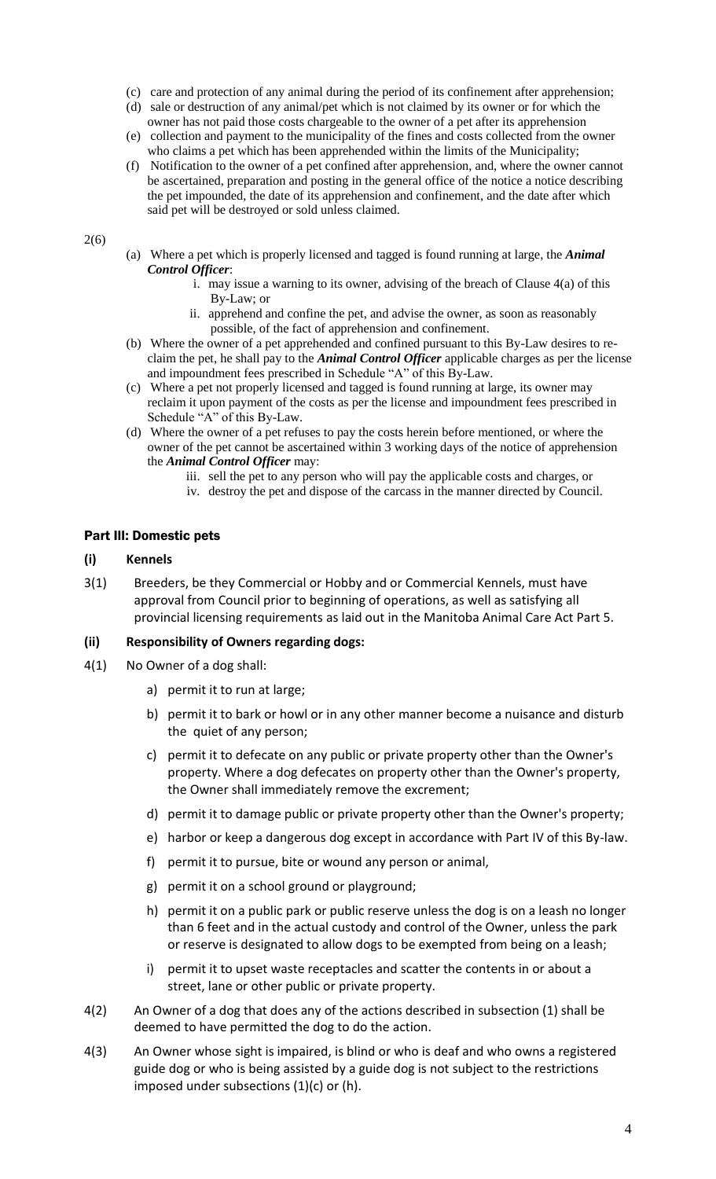(c) care and protection of any animal during the period of its confinement after apprehension;

(d) sale or destruction of any animal/pet which is not claimed by its owner or for which the owner has not paid those costs chargeable to the owner of a pet after its apprehension

(e) collection and payment to the municipality of the fines and costs collected from the owner who claims a pet which has been apprehended within the limits of the Municipality;

(f) Notification to the owner of a pet confined after apprehension, and, where the owner cannot be ascertained, preparation and posting in the general office of the notice a notice describing the pet impounded, the date of its apprehension and confinement, and the date after which said pet will be destroyed or sold unless claimed.

2(6)

(a) Where a pet which is properly licensed and tagged is found running at large, the ***Animal Control Officer***:

i. may issue a warning to its owner, advising of the breach of Clause 4(a) of this By-Law; or

ii. apprehend and confine the pet, and advise the owner, as soon as reasonably possible, of the fact of apprehension and confinement.

(b) Where the owner of a pet apprehended and confined pursuant to this By-Law desires to re-claim the pet, he shall pay to the ***Animal Control Officer*** applicable charges as per the license and impoundment fees prescribed in Schedule "A" of this By-Law.

(c) Where a pet not properly licensed and tagged is found running at large, its owner may reclaim it upon payment of the costs as per the license and impoundment fees prescribed in Schedule "A" of this By-Law.

(d) Where the owner of a pet refuses to pay the costs herein before mentioned, or where the owner of the pet cannot be ascertained within 3 working days of the notice of apprehension the ***Animal Control Officer*** may:

iii. sell the pet to any person who will pay the applicable costs and charges, or

iv. destroy the pet and dispose of the carcass in the manner directed by Council.

## Part III: Domestic pets

### (i) Kennels

3(1) Breeders, be they Commercial or Hobby and or Commercial Kennels, must have approval from Council prior to beginning of operations, as well as satisfying all provincial licensing requirements as laid out in the Manitoba Animal Care Act Part 5.

### (ii) Responsibility of Owners regarding dogs:

4(1) No Owner of a dog shall:

a) permit it to run at large;

b) permit it to bark or howl or in any other manner become a nuisance and disturb the quiet of any person;

c) permit it to defecate on any public or private property other than the Owner's property. Where a dog defecates on property other than the Owner's property, the Owner shall immediately remove the excrement;

d) permit it to damage public or private property other than the Owner's property;

e) harbor or keep a dangerous dog except in accordance with Part IV of this By-law.

f) permit it to pursue, bite or wound any person or animal,

g) permit it on a school ground or playground;

h) permit it on a public park or public reserve unless the dog is on a leash no longer than 6 feet and in the actual custody and control of the Owner, unless the park or reserve is designated to allow dogs to be exempted from being on a leash;

i) permit it to upset waste receptacles and scatter the contents in or about a street, lane or other public or private property.

4(2) An Owner of a dog that does any of the actions described in subsection (1) shall be deemed to have permitted the dog to do the action.

4(3) An Owner whose sight is impaired, is blind or who is deaf and who owns a registered guide dog or who is being assisted by a guide dog is not subject to the restrictions imposed under subsections (1)(c) or (h).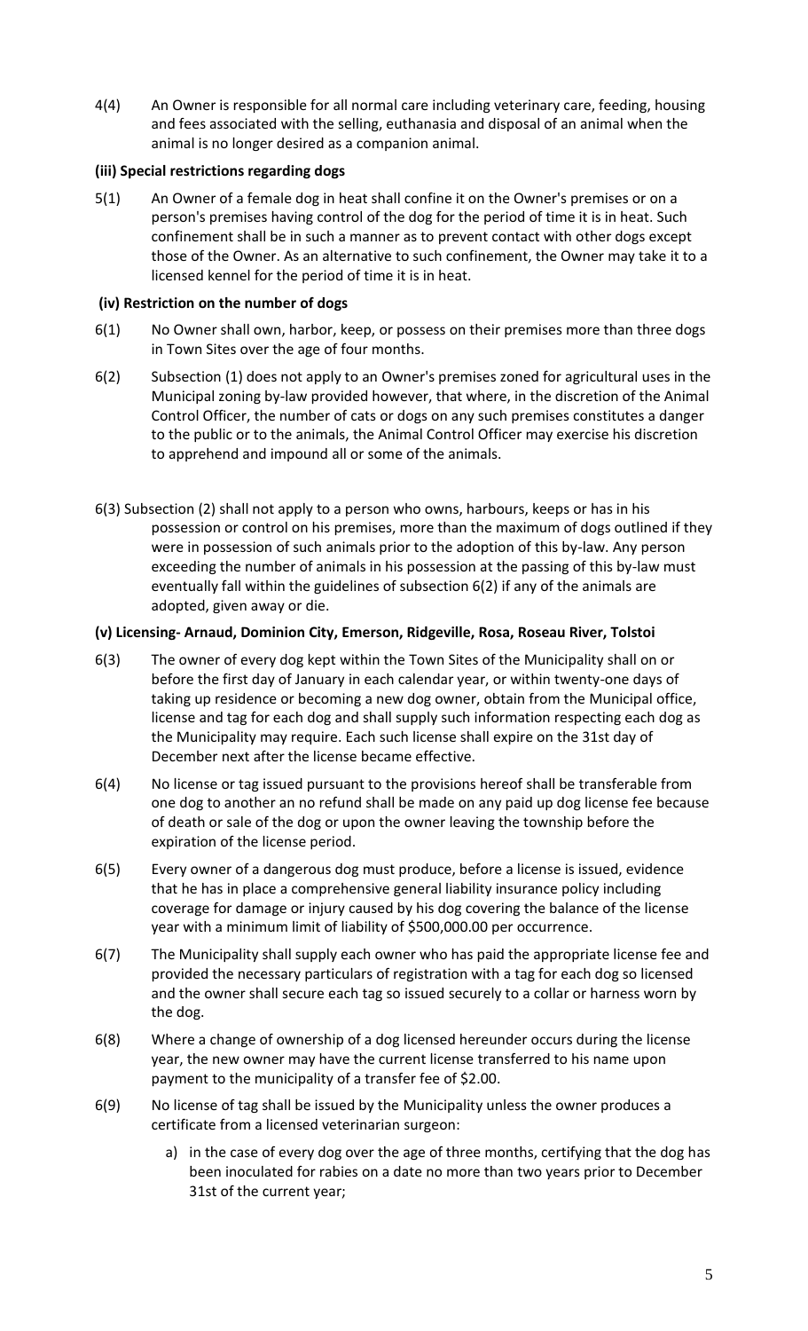4(4) An Owner is responsible for all normal care including veterinary care, feeding, housing and fees associated with the selling, euthanasia and disposal of an animal when the animal is no longer desired as a companion animal.

**(iii) Special restrictions regarding dogs**

5(1) An Owner of a female dog in heat shall confine it on the Owner's premises or on a person's premises having control of the dog for the period of time it is in heat. Such confinement shall be in such a manner as to prevent contact with other dogs except those of the Owner. As an alternative to such confinement, the Owner may take it to a licensed kennel for the period of time it is in heat.

**(iv) Restriction on the number of dogs**

6(1) No Owner shall own, harbor, keep, or possess on their premises more than three dogs in Town Sites over the age of four months.

6(2) Subsection (1) does not apply to an Owner's premises zoned for agricultural uses in the Municipal zoning by-law provided however, that where, in the discretion of the Animal Control Officer, the number of cats or dogs on any such premises constitutes a danger to the public or to the animals, the Animal Control Officer may exercise his discretion to apprehend and impound all or some of the animals.

6(3) Subsection (2) shall not apply to a person who owns, harbours, keeps or has in his possession or control on his premises, more than the maximum of dogs outlined if they were in possession of such animals prior to the adoption of this by-law. Any person exceeding the number of animals in his possession at the passing of this by-law must eventually fall within the guidelines of subsection 6(2) if any of the animals are adopted, given away or die.

**(v) Licensing- Arnaud, Dominion City, Emerson, Ridgeville, Rosa, Roseau River, Tolstoi**

6(3) The owner of every dog kept within the Town Sites of the Municipality shall on or before the first day of January in each calendar year, or within twenty-one days of taking up residence or becoming a new dog owner, obtain from the Municipal office, license and tag for each dog and shall supply such information respecting each dog as the Municipality may require. Each such license shall expire on the 31st day of December next after the license became effective.

6(4) No license or tag issued pursuant to the provisions hereof shall be transferable from one dog to another an no refund shall be made on any paid up dog license fee because of death or sale of the dog or upon the owner leaving the township before the expiration of the license period.

6(5) Every owner of a dangerous dog must produce, before a license is issued, evidence that he has in place a comprehensive general liability insurance policy including coverage for damage or injury caused by his dog covering the balance of the license year with a minimum limit of liability of $500,000.00 per occurrence.

6(7) The Municipality shall supply each owner who has paid the appropriate license fee and provided the necessary particulars of registration with a tag for each dog so licensed and the owner shall secure each tag so issued securely to a collar or harness worn by the dog.

6(8) Where a change of ownership of a dog licensed hereunder occurs during the license year, the new owner may have the current license transferred to his name upon payment to the municipality of a transfer fee of $2.00.

6(9) No license of tag shall be issued by the Municipality unless the owner produces a certificate from a licensed veterinarian surgeon:

a) in the case of every dog over the age of three months, certifying that the dog has been inoculated for rabies on a date no more than two years prior to December 31st of the current year;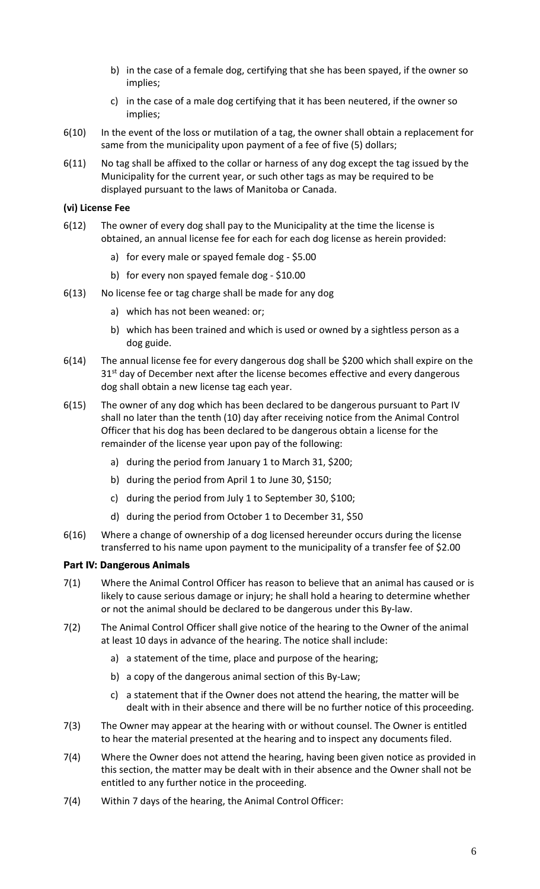b) in the case of a female dog, certifying that she has been spayed, if the owner so implies;

c) in the case of a male dog certifying that it has been neutered, if the owner so implies;

6(10) In the event of the loss or mutilation of a tag, the owner shall obtain a replacement for same from the municipality upon payment of a fee of five (5) dollars;

6(11) No tag shall be affixed to the collar or harness of any dog except the tag issued by the Municipality for the current year, or such other tags as may be required to be displayed pursuant to the laws of Manitoba or Canada.

**(vi) License Fee**

6(12) The owner of every dog shall pay to the Municipality at the time the license is obtained, an annual license fee for each for each dog license as herein provided:

a) for every male or spayed female dog - $5.00

b) for every non spayed female dog - $10.00

6(13) No license fee or tag charge shall be made for any dog

a) which has not been weaned: or;

b) which has been trained and which is used or owned by a sightless person as a dog guide.

6(14) The annual license fee for every dangerous dog shall be $200 which shall expire on the 31st day of December next after the license becomes effective and every dangerous dog shall obtain a new license tag each year.

6(15) The owner of any dog which has been declared to be dangerous pursuant to Part IV shall no later than the tenth (10) day after receiving notice from the Animal Control Officer that his dog has been declared to be dangerous obtain a license for the remainder of the license year upon pay of the following:

a) during the period from January 1 to March 31, $200;

b) during the period from April 1 to June 30, $150;

c) during the period from July 1 to September 30, $100;

d) during the period from October 1 to December 31, $50

6(16) Where a change of ownership of a dog licensed hereunder occurs during the license transferred to his name upon payment to the municipality of a transfer fee of $2.00

## Part IV: Dangerous Animals

7(1) Where the Animal Control Officer has reason to believe that an animal has caused or is likely to cause serious damage or injury; he shall hold a hearing to determine whether or not the animal should be declared to be dangerous under this By-law.

7(2) The Animal Control Officer shall give notice of the hearing to the Owner of the animal at least 10 days in advance of the hearing. The notice shall include:

a) a statement of the time, place and purpose of the hearing;

b) a copy of the dangerous animal section of this By-Law;

c) a statement that if the Owner does not attend the hearing, the matter will be dealt with in their absence and there will be no further notice of this proceeding.

7(3) The Owner may appear at the hearing with or without counsel. The Owner is entitled to hear the material presented at the hearing and to inspect any documents filed.

7(4) Where the Owner does not attend the hearing, having been given notice as provided in this section, the matter may be dealt with in their absence and the Owner shall not be entitled to any further notice in the proceeding.

7(4) Within 7 days of the hearing, the Animal Control Officer: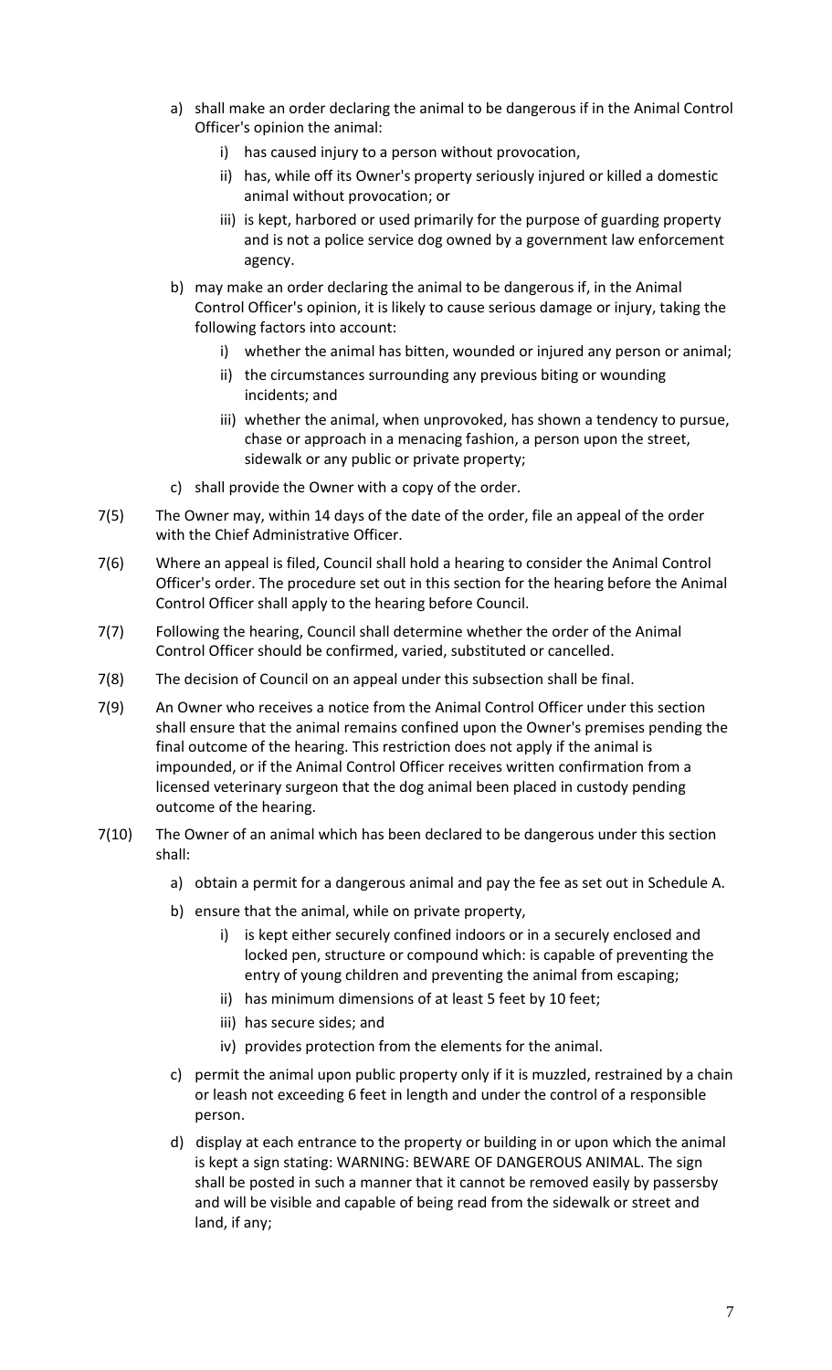a) shall make an order declaring the animal to be dangerous if in the Animal Control Officer's opinion the animal:

   i) has caused injury to a person without provocation,

   ii) has, while off its Owner's property seriously injured or killed a domestic animal without provocation; or

   iii) is kept, harbored or used primarily for the purpose of guarding property and is not a police service dog owned by a government law enforcement agency.

b) may make an order declaring the animal to be dangerous if, in the Animal Control Officer's opinion, it is likely to cause serious damage or injury, taking the following factors into account:

   i) whether the animal has bitten, wounded or injured any person or animal;

   ii) the circumstances surrounding any previous biting or wounding incidents; and

   iii) whether the animal, when unprovoked, has shown a tendency to pursue, chase or approach in a menacing fashion, a person upon the street, sidewalk or any public or private property;

c) shall provide the Owner with a copy of the order.

7(5) The Owner may, within 14 days of the date of the order, file an appeal of the order with the Chief Administrative Officer.

7(6) Where an appeal is filed, Council shall hold a hearing to consider the Animal Control Officer's order. The procedure set out in this section for the hearing before the Animal Control Officer shall apply to the hearing before Council.

7(7) Following the hearing, Council shall determine whether the order of the Animal Control Officer should be confirmed, varied, substituted or cancelled.

7(8) The decision of Council on an appeal under this subsection shall be final.

7(9) An Owner who receives a notice from the Animal Control Officer under this section shall ensure that the animal remains confined upon the Owner's premises pending the final outcome of the hearing. This restriction does not apply if the animal is impounded, or if the Animal Control Officer receives written confirmation from a licensed veterinary surgeon that the dog animal been placed in custody pending outcome of the hearing.

7(10) The Owner of an animal which has been declared to be dangerous under this section shall:

a) obtain a permit for a dangerous animal and pay the fee as set out in Schedule A.

b) ensure that the animal, while on private property,

   i) is kept either securely confined indoors or in a securely enclosed and locked pen, structure or compound which: is capable of preventing the entry of young children and preventing the animal from escaping;

   ii) has minimum dimensions of at least 5 feet by 10 feet;

   iii) has secure sides; and

   iv) provides protection from the elements for the animal.

c) permit the animal upon public property only if it is muzzled, restrained by a chain or leash not exceeding 6 feet in length and under the control of a responsible person.

d) display at each entrance to the property or building in or upon which the animal is kept a sign stating: WARNING: BEWARE OF DANGEROUS ANIMAL. The sign shall be posted in such a manner that it cannot be removed easily by passersby and will be visible and capable of being read from the sidewalk or street and land, if any;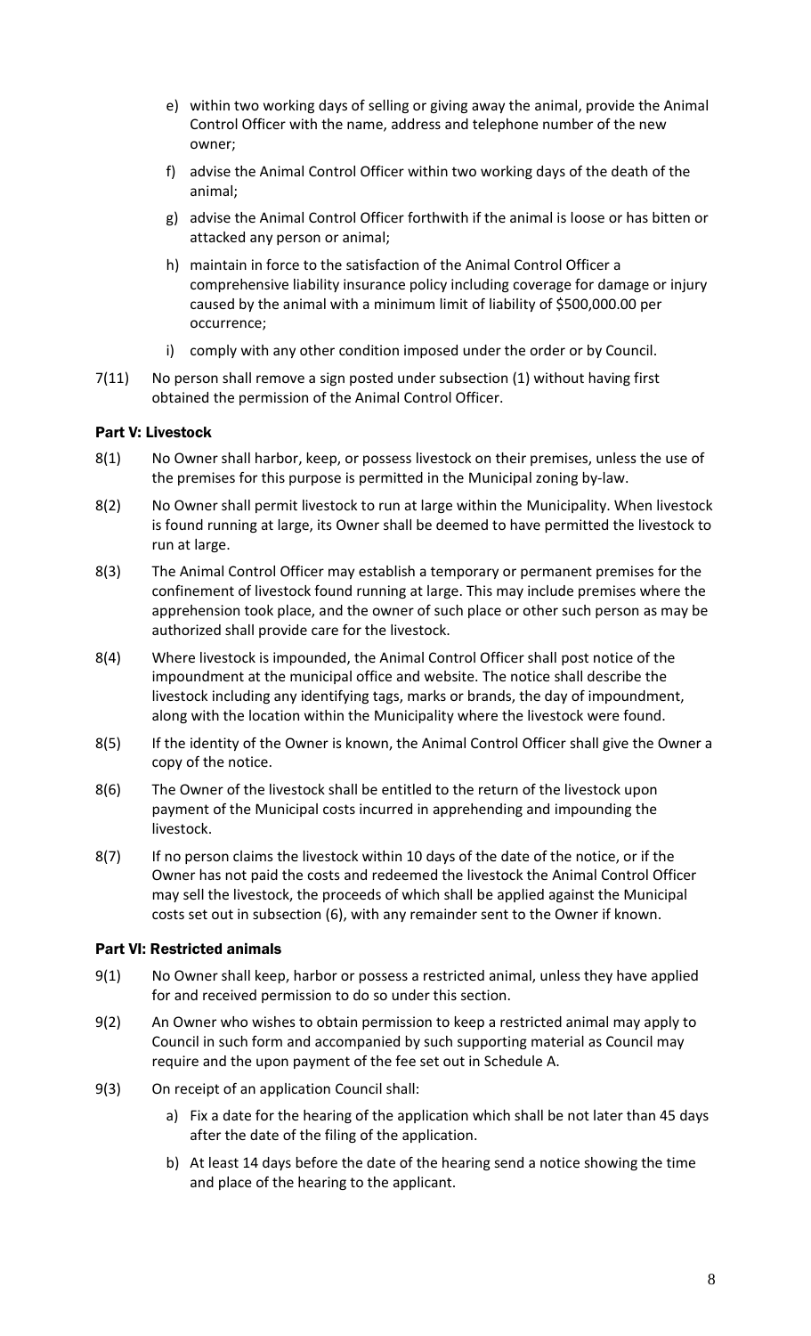e) within two working days of selling or giving away the animal, provide the Animal Control Officer with the name, address and telephone number of the new owner;

f) advise the Animal Control Officer within two working days of the death of the animal;

g) advise the Animal Control Officer forthwith if the animal is loose or has bitten or attacked any person or animal;

h) maintain in force to the satisfaction of the Animal Control Officer a comprehensive liability insurance policy including coverage for damage or injury caused by the animal with a minimum limit of liability of $500,000.00 per occurrence;

i) comply with any other condition imposed under the order or by Council.

7(11) No person shall remove a sign posted under subsection (1) without having first obtained the permission of the Animal Control Officer.

### Part V: Livestock

8(1) No Owner shall harbor, keep, or possess livestock on their premises, unless the use of the premises for this purpose is permitted in the Municipal zoning by-law.

8(2) No Owner shall permit livestock to run at large within the Municipality. When livestock is found running at large, its Owner shall be deemed to have permitted the livestock to run at large.

8(3) The Animal Control Officer may establish a temporary or permanent premises for the confinement of livestock found running at large. This may include premises where the apprehension took place, and the owner of such place or other such person as may be authorized shall provide care for the livestock.

8(4) Where livestock is impounded, the Animal Control Officer shall post notice of the impoundment at the municipal office and website. The notice shall describe the livestock including any identifying tags, marks or brands, the day of impoundment, along with the location within the Municipality where the livestock were found.

8(5) If the identity of the Owner is known, the Animal Control Officer shall give the Owner a copy of the notice.

8(6) The Owner of the livestock shall be entitled to the return of the livestock upon payment of the Municipal costs incurred in apprehending and impounding the livestock.

8(7) If no person claims the livestock within 10 days of the date of the notice, or if the Owner has not paid the costs and redeemed the livestock the Animal Control Officer may sell the livestock, the proceeds of which shall be applied against the Municipal costs set out in subsection (6), with any remainder sent to the Owner if known.

### Part VI: Restricted animals

9(1) No Owner shall keep, harbor or possess a restricted animal, unless they have applied for and received permission to do so under this section.

9(2) An Owner who wishes to obtain permission to keep a restricted animal may apply to Council in such form and accompanied by such supporting material as Council may require and the upon payment of the fee set out in Schedule A.

9(3) On receipt of an application Council shall:

a) Fix a date for the hearing of the application which shall be not later than 45 days after the date of the filing of the application.

b) At least 14 days before the date of the hearing send a notice showing the time and place of the hearing to the applicant.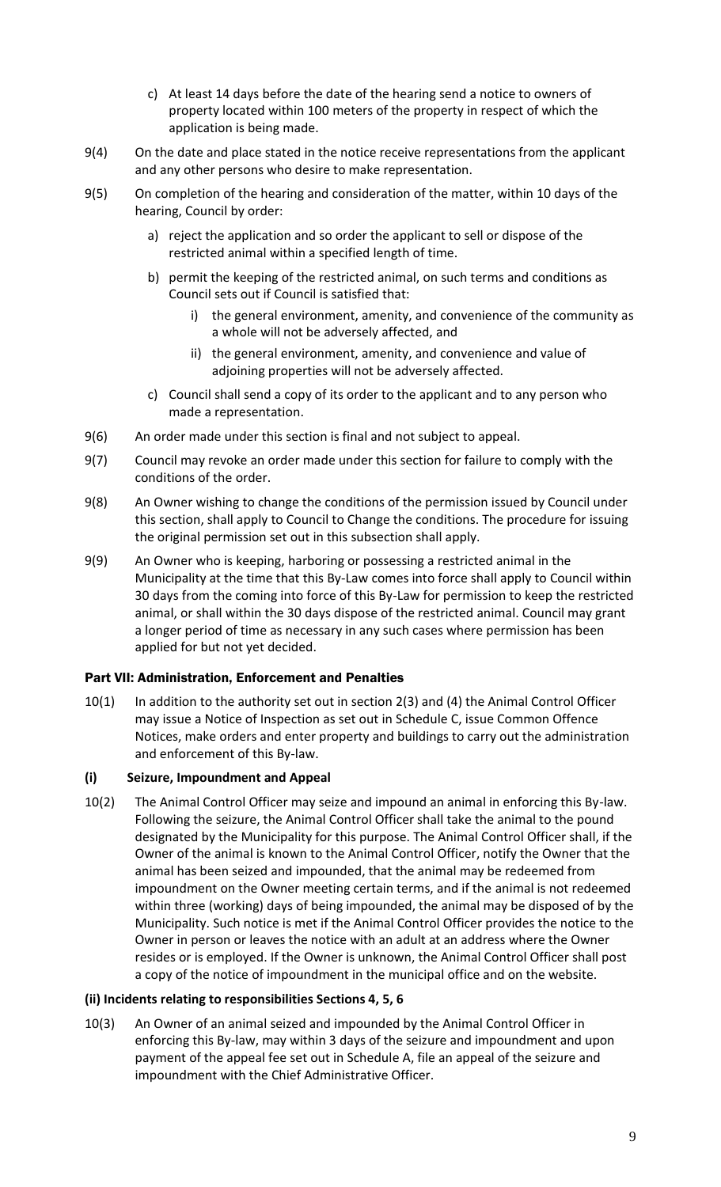c) At least 14 days before the date of the hearing send a notice to owners of property located within 100 meters of the property in respect of which the application is being made.

9(4) On the date and place stated in the notice receive representations from the applicant and any other persons who desire to make representation.

9(5) On completion of the hearing and consideration of the matter, within 10 days of the hearing, Council by order:

a) reject the application and so order the applicant to sell or dispose of the restricted animal within a specified length of time.

b) permit the keeping of the restricted animal, on such terms and conditions as Council sets out if Council is satisfied that:

i) the general environment, amenity, and convenience of the community as a whole will not be adversely affected, and

ii) the general environment, amenity, and convenience and value of adjoining properties will not be adversely affected.

c) Council shall send a copy of its order to the applicant and to any person who made a representation.

9(6) An order made under this section is final and not subject to appeal.

9(7) Council may revoke an order made under this section for failure to comply with the conditions of the order.

9(8) An Owner wishing to change the conditions of the permission issued by Council under this section, shall apply to Council to Change the conditions. The procedure for issuing the original permission set out in this subsection shall apply.

9(9) An Owner who is keeping, harboring or possessing a restricted animal in the Municipality at the time that this By-Law comes into force shall apply to Council within 30 days from the coming into force of this By-Law for permission to keep the restricted animal, or shall within the 30 days dispose of the restricted animal. Council may grant a longer period of time as necessary in any such cases where permission has been applied for but not yet decided.

## Part VII: Administration, Enforcement and Penalties

10(1) In addition to the authority set out in section 2(3) and (4) the Animal Control Officer may issue a Notice of Inspection as set out in Schedule C, issue Common Offence Notices, make orders and enter property and buildings to carry out the administration and enforcement of this By-law.

### (i) Seizure, Impoundment and Appeal

10(2) The Animal Control Officer may seize and impound an animal in enforcing this By-law. Following the seizure, the Animal Control Officer shall take the animal to the pound designated by the Municipality for this purpose. The Animal Control Officer shall, if the Owner of the animal is known to the Animal Control Officer, notify the Owner that the animal has been seized and impounded, that the animal may be redeemed from impoundment on the Owner meeting certain terms, and if the animal is not redeemed within three (working) days of being impounded, the animal may be disposed of by the Municipality. Such notice is met if the Animal Control Officer provides the notice to the Owner in person or leaves the notice with an adult at an address where the Owner resides or is employed. If the Owner is unknown, the Animal Control Officer shall post a copy of the notice of impoundment in the municipal office and on the website.

### (ii) Incidents relating to responsibilities Sections 4, 5, 6

10(3) An Owner of an animal seized and impounded by the Animal Control Officer in enforcing this By-law, may within 3 days of the seizure and impoundment and upon payment of the appeal fee set out in Schedule A, file an appeal of the seizure and impoundment with the Chief Administrative Officer.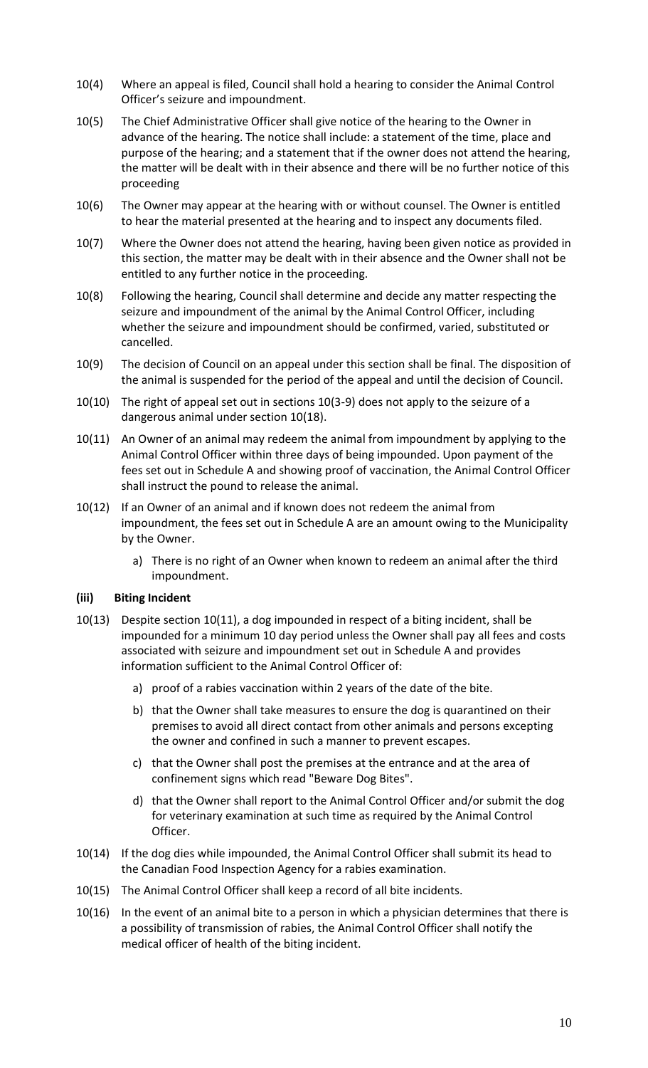10(4) Where an appeal is filed, Council shall hold a hearing to consider the Animal Control Officer's seizure and impoundment.

10(5) The Chief Administrative Officer shall give notice of the hearing to the Owner in advance of the hearing. The notice shall include: a statement of the time, place and purpose of the hearing; and a statement that if the owner does not attend the hearing, the matter will be dealt with in their absence and there will be no further notice of this proceeding

10(6) The Owner may appear at the hearing with or without counsel. The Owner is entitled to hear the material presented at the hearing and to inspect any documents filed.

10(7) Where the Owner does not attend the hearing, having been given notice as provided in this section, the matter may be dealt with in their absence and the Owner shall not be entitled to any further notice in the proceeding.

10(8) Following the hearing, Council shall determine and decide any matter respecting the seizure and impoundment of the animal by the Animal Control Officer, including whether the seizure and impoundment should be confirmed, varied, substituted or cancelled.

10(9) The decision of Council on an appeal under this section shall be final. The disposition of the animal is suspended for the period of the appeal and until the decision of Council.

10(10) The right of appeal set out in sections 10(3-9) does not apply to the seizure of a dangerous animal under section 10(18).

10(11) An Owner of an animal may redeem the animal from impoundment by applying to the Animal Control Officer within three days of being impounded. Upon payment of the fees set out in Schedule A and showing proof of vaccination, the Animal Control Officer shall instruct the pound to release the animal.

10(12) If an Owner of an animal and if known does not redeem the animal from impoundment, the fees set out in Schedule A are an amount owing to the Municipality by the Owner.

a) There is no right of an Owner when known to redeem an animal after the third impoundment.

**(iii) Biting Incident**

10(13) Despite section 10(11), a dog impounded in respect of a biting incident, shall be impounded for a minimum 10 day period unless the Owner shall pay all fees and costs associated with seizure and impoundment set out in Schedule A and provides information sufficient to the Animal Control Officer of:

a) proof of a rabies vaccination within 2 years of the date of the bite.

b) that the Owner shall take measures to ensure the dog is quarantined on their premises to avoid all direct contact from other animals and persons excepting the owner and confined in such a manner to prevent escapes.

c) that the Owner shall post the premises at the entrance and at the area of confinement signs which read "Beware Dog Bites".

d) that the Owner shall report to the Animal Control Officer and/or submit the dog for veterinary examination at such time as required by the Animal Control Officer.

10(14) If the dog dies while impounded, the Animal Control Officer shall submit its head to the Canadian Food Inspection Agency for a rabies examination.

10(15) The Animal Control Officer shall keep a record of all bite incidents.

10(16) In the event of an animal bite to a person in which a physician determines that there is a possibility of transmission of rabies, the Animal Control Officer shall notify the medical officer of health of the biting incident.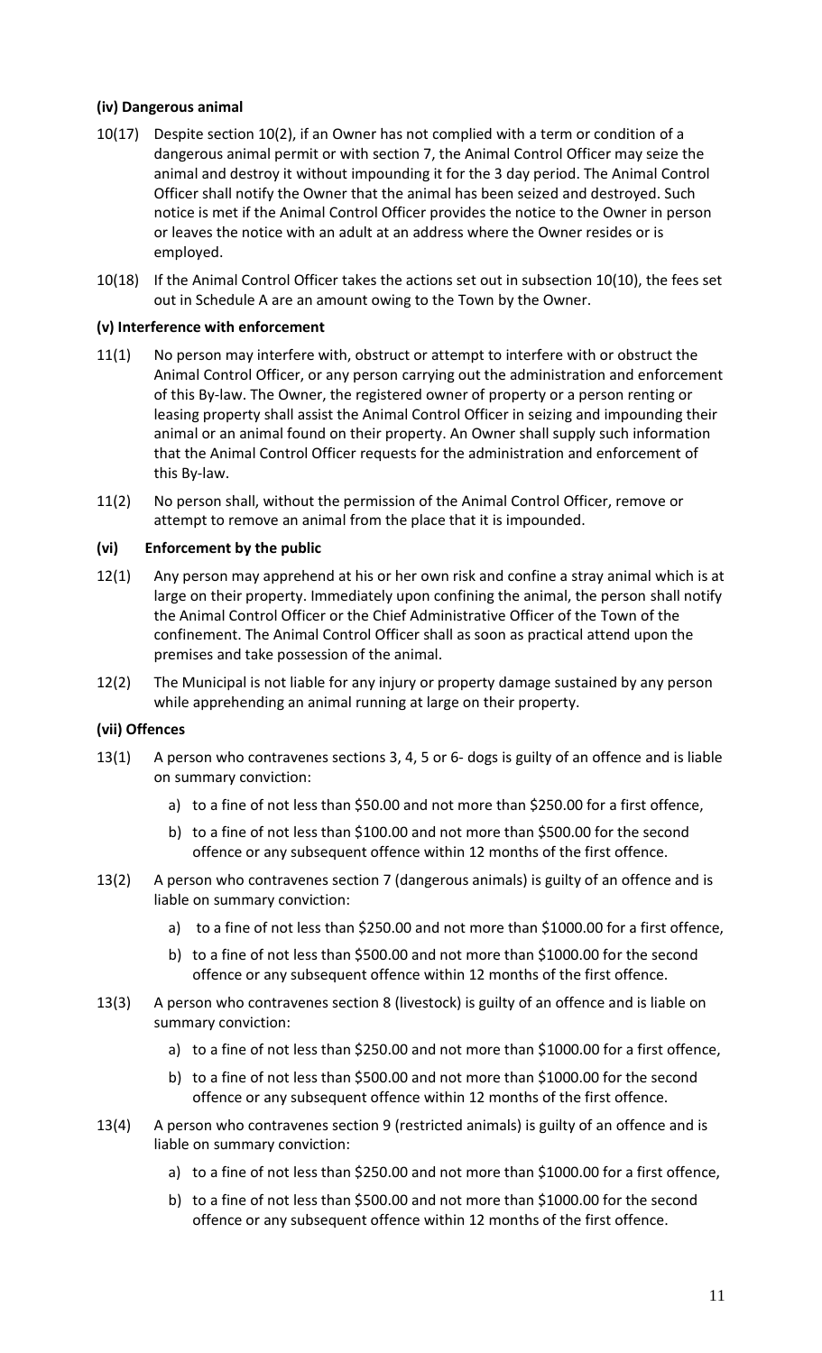**(iv) Dangerous animal**

10(17) Despite section 10(2), if an Owner has not complied with a term or condition of a dangerous animal permit or with section 7, the Animal Control Officer may seize the animal and destroy it without impounding it for the 3 day period. The Animal Control Officer shall notify the Owner that the animal has been seized and destroyed. Such notice is met if the Animal Control Officer provides the notice to the Owner in person or leaves the notice with an adult at an address where the Owner resides or is employed.

10(18) If the Animal Control Officer takes the actions set out in subsection 10(10), the fees set out in Schedule A are an amount owing to the Town by the Owner.

**(v) Interference with enforcement**

11(1) No person may interfere with, obstruct or attempt to interfere with or obstruct the Animal Control Officer, or any person carrying out the administration and enforcement of this By-law. The Owner, the registered owner of property or a person renting or leasing property shall assist the Animal Control Officer in seizing and impounding their animal or an animal found on their property. An Owner shall supply such information that the Animal Control Officer requests for the administration and enforcement of this By-law.

11(2) No person shall, without the permission of the Animal Control Officer, remove or attempt to remove an animal from the place that it is impounded.

**(vi) Enforcement by the public**

12(1) Any person may apprehend at his or her own risk and confine a stray animal which is at large on their property. Immediately upon confining the animal, the person shall notify the Animal Control Officer or the Chief Administrative Officer of the Town of the confinement. The Animal Control Officer shall as soon as practical attend upon the premises and take possession of the animal.

12(2) The Municipal is not liable for any injury or property damage sustained by any person while apprehending an animal running at large on their property.

**(vii) Offences**

13(1) A person who contravenes sections 3, 4, 5 or 6- dogs is guilty of an offence and is liable on summary conviction:

a) to a fine of not less than $50.00 and not more than $250.00 for a first offence,

b) to a fine of not less than $100.00 and not more than $500.00 for the second offence or any subsequent offence within 12 months of the first offence.

13(2) A person who contravenes section 7 (dangerous animals) is guilty of an offence and is liable on summary conviction:

a) to a fine of not less than $250.00 and not more than $1000.00 for a first offence,

b) to a fine of not less than $500.00 and not more than $1000.00 for the second offence or any subsequent offence within 12 months of the first offence.

13(3) A person who contravenes section 8 (livestock) is guilty of an offence and is liable on summary conviction:

a) to a fine of not less than $250.00 and not more than $1000.00 for a first offence,

b) to a fine of not less than $500.00 and not more than $1000.00 for the second offence or any subsequent offence within 12 months of the first offence.

13(4) A person who contravenes section 9 (restricted animals) is guilty of an offence and is liable on summary conviction:

a) to a fine of not less than $250.00 and not more than $1000.00 for a first offence,

b) to a fine of not less than $500.00 and not more than $1000.00 for the second offence or any subsequent offence within 12 months of the first offence.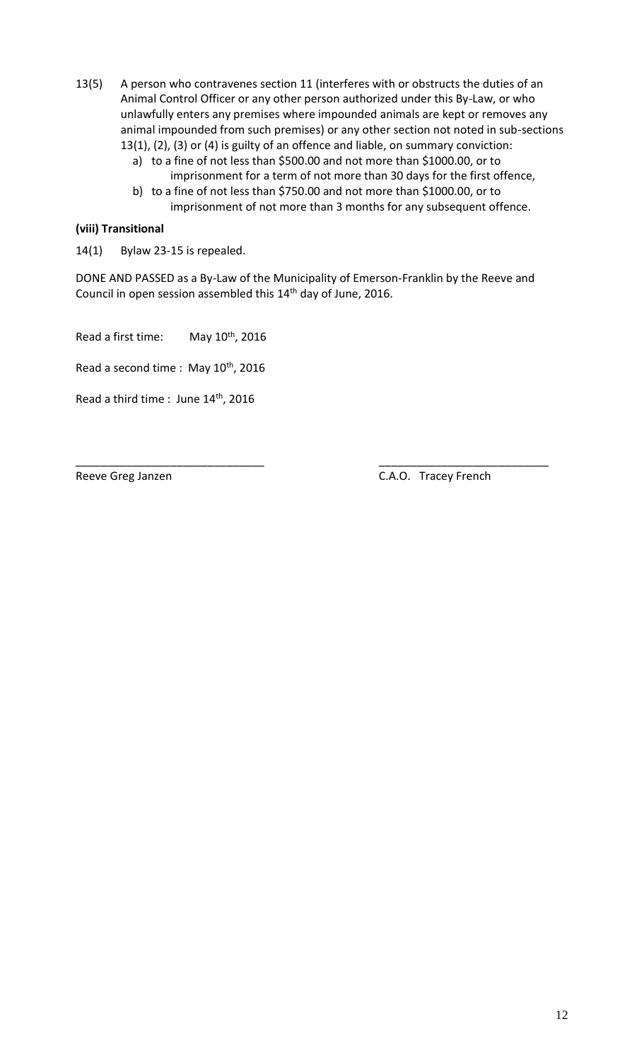13(5) A person who contravenes section 11 (interferes with or obstructs the duties of an Animal Control Officer or any other person authorized under this By-Law, or who unlawfully enters any premises where impounded animals are kept or removes any animal impounded from such premises) or any other section not noted in sub-sections 13(1), (2), (3) or (4) is guilty of an offence and liable, on summary conviction:

a) to a fine of not less than $500.00 and not more than $1000.00, or to imprisonment for a term of not more than 30 days for the first offence,
b) to a fine of not less than $750.00 and not more than $1000.00, or to imprisonment of not more than 3 months for any subsequent offence.

**(viii) Transitional**

14(1) Bylaw 23-15 is repealed.

DONE AND PASSED as a By-Law of the Municipality of Emerson-Franklin by the Reeve and Council in open session assembled this 14th day of June, 2016.

Read a first time: May 10th, 2016

Read a second time : May 10th, 2016

Read a third time : June 14th, 2016

_____________________________ _____________________________

Reeve Greg Janzen C.A.O. Tracey French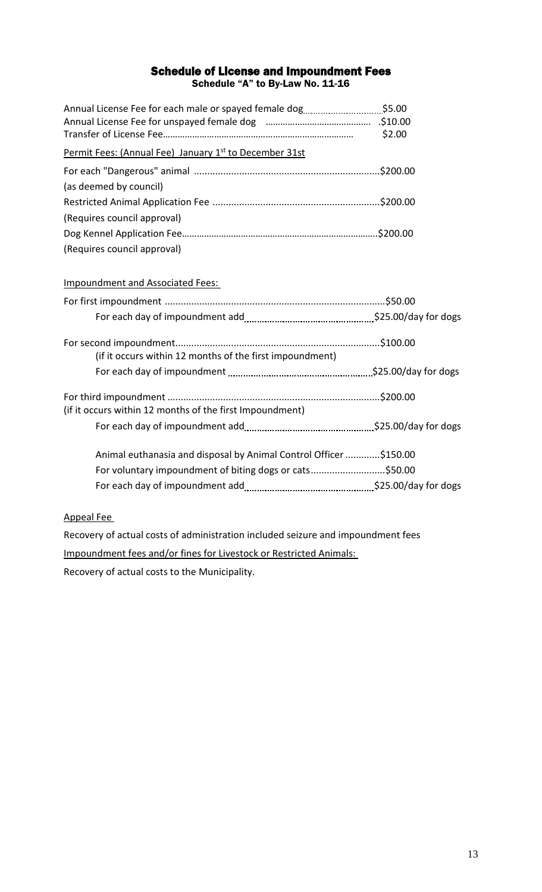## Schedule of License and Impoundment Fees

### Schedule "A" to By-Law No. 11-16

Annual License Fee for each male or spayed female dog .......... $5.00
Annual License Fee for unspayed female dog .......... $10.00
Transfer of License Fee .......... $2.00

Permit Fees: (Annual Fee) January 1st to December 31st

For each "Dangerous" animal .......... $200.00
(as deemed by council)
Restricted Animal Application Fee .......... $200.00
(Requires council approval)
Dog Kennel Application Fee .......... $200.00
(Requires council approval)

Impoundment and Associated Fees:

For first impoundment .......... $50.00
 For each day of impoundment add .......... $25.00/day for dogs

For second impoundment .......... $100.00
 (if it occurs within 12 months of the first impoundment)
 For each day of impoundment .......... $25.00/day for dogs

For third impoundment .......... $200.00
(if it occurs within 12 months of the first Impoundment)
 For each day of impoundment add .......... $25.00/day for dogs

 Animal euthanasia and disposal by Animal Control Officer .......... $150.00
 For voluntary impoundment of biting dogs or cats .......... $50.00
 For each day of impoundment add .......... $25.00/day for dogs

Appeal Fee

Recovery of actual costs of administration included seizure and impoundment fees

Impoundment fees and/or fines for Livestock or Restricted Animals:

Recovery of actual costs to the Municipality.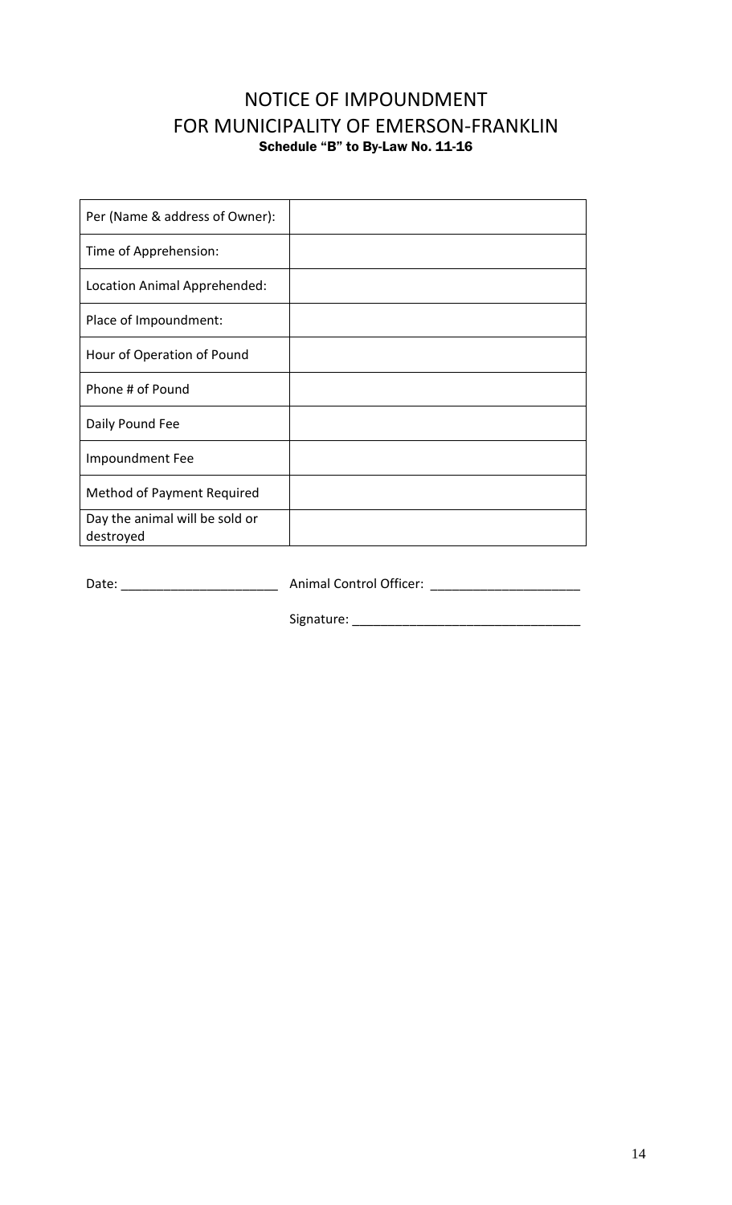# NOTICE OF IMPOUNDMENT
# FOR MUNICIPALITY OF EMERSON-FRANKLIN

**Schedule "B" to By-Law No. 11-16**

| | |
|---|---|
| Per (Name & address of Owner): | |
| Time of Apprehension: | |
| Location Animal Apprehended: | |
| Place of Impoundment: | |
| Hour of Operation of Pound | |
| Phone # of Pound | |
| Daily Pound Fee | |
| Impoundment Fee | |
| Method of Payment Required | |
| Day the animal will be sold or destroyed | |

Date: ______________________ Animal Control Officer: _____________________

Signature: ________________________________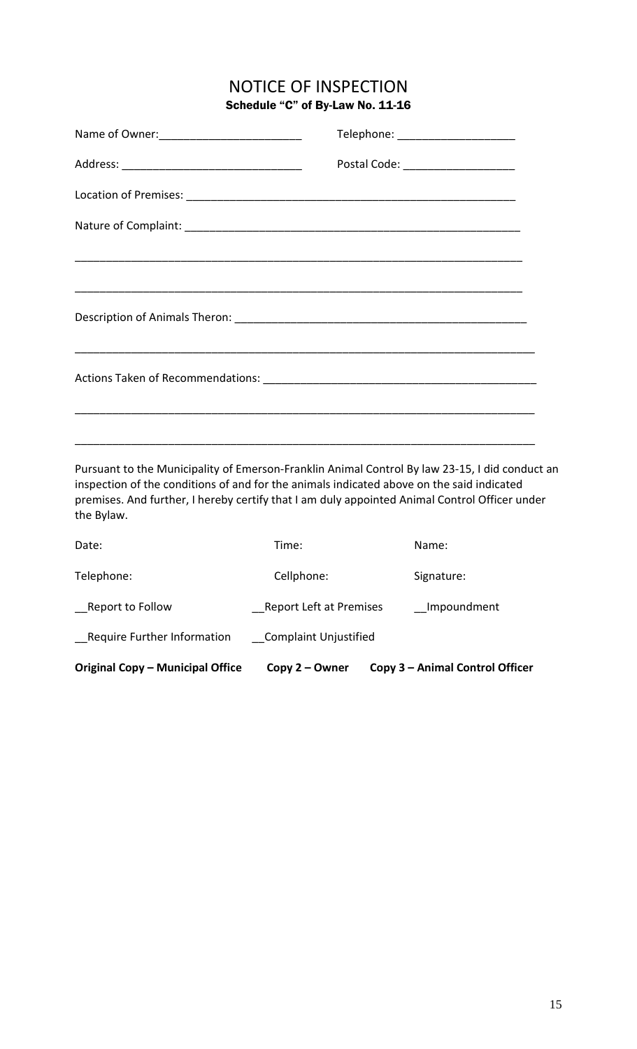# NOTICE OF INSPECTION

**Schedule "C" of By-Law No. 11-16**

Name of Owner:_______________________ Telephone: ___________________

Address: _____________________________ Postal Code: __________________

Location of Premises: _______________________________________________________

Nature of Complaint: ________________________________________________________

___________________________________________________________________________

___________________________________________________________________________

Description of Animals Theron: _______________________________________________

___________________________________________________________________________

Actions Taken of Recommendations: ____________________________________________

___________________________________________________________________________

___________________________________________________________________________

Pursuant to the Municipality of Emerson-Franklin Animal Control By law 23-15, I did conduct an inspection of the conditions of and for the animals indicated above on the said indicated premises. And further, I hereby certify that I am duly appointed Animal Control Officer under the Bylaw.

| | | |
|---|---|---|
| Date: | Time: | Name: |
| Telephone: | Cellphone: | Signature: |
| __Report to Follow | __Report Left at Premises | __Impoundment |
| __Require Further Information | __Complaint Unjustified | |

**Original Copy – Municipal Office** **Copy 2 – Owner** **Copy 3 – Animal Control Officer**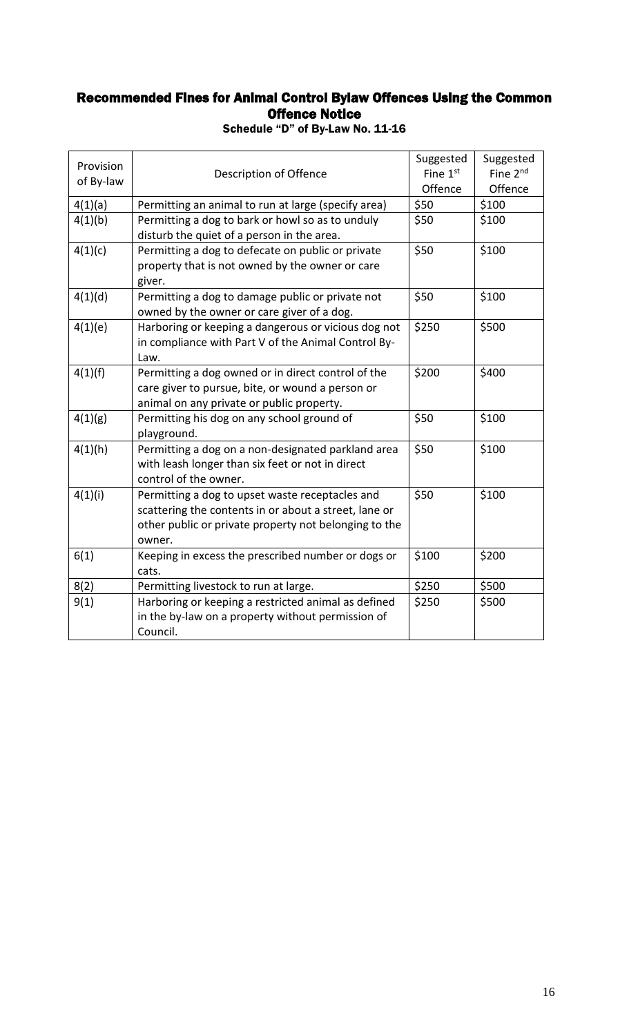# Recommended Fines for Animal Control Bylaw Offences Using the Common Offence Notice

**Schedule "D" of By-Law No. 11-16**

| Provision of By-law | Description of Offence | Suggested Fine 1st Offence | Suggested Fine 2nd Offence |
|---|---|---|---|
| 4(1)(a) | Permitting an animal to run at large (specify area) | \$50 | \$100 |
| 4(1)(b) | Permitting a dog to bark or howl so as to unduly disturb the quiet of a person in the area. | \$50 | \$100 |
| 4(1)(c) | Permitting a dog to defecate on public or private property that is not owned by the owner or care giver. | \$50 | \$100 |
| 4(1)(d) | Permitting a dog to damage public or private not owned by the owner or care giver of a dog. | \$50 | \$100 |
| 4(1)(e) | Harboring or keeping a dangerous or vicious dog not in compliance with Part V of the Animal Control By-Law. | \$250 | \$500 |
| 4(1)(f) | Permitting a dog owned or in direct control of the care giver to pursue, bite, or wound a person or animal on any private or public property. | \$200 | \$400 |
| 4(1)(g) | Permitting his dog on any school ground of playground. | \$50 | \$100 |
| 4(1)(h) | Permitting a dog on a non-designated parkland area with leash longer than six feet or not in direct control of the owner. | \$50 | \$100 |
| 4(1)(i) | Permitting a dog to upset waste receptacles and scattering the contents in or about a street, lane or other public or private property not belonging to the owner. | \$50 | \$100 |
| 6(1) | Keeping in excess the prescribed number or dogs or cats. | \$100 | \$200 |
| 8(2) | Permitting livestock to run at large. | \$250 | \$500 |
| 9(1) | Harboring or keeping a restricted animal as defined in the by-law on a property without permission of Council. | \$250 | \$500 |